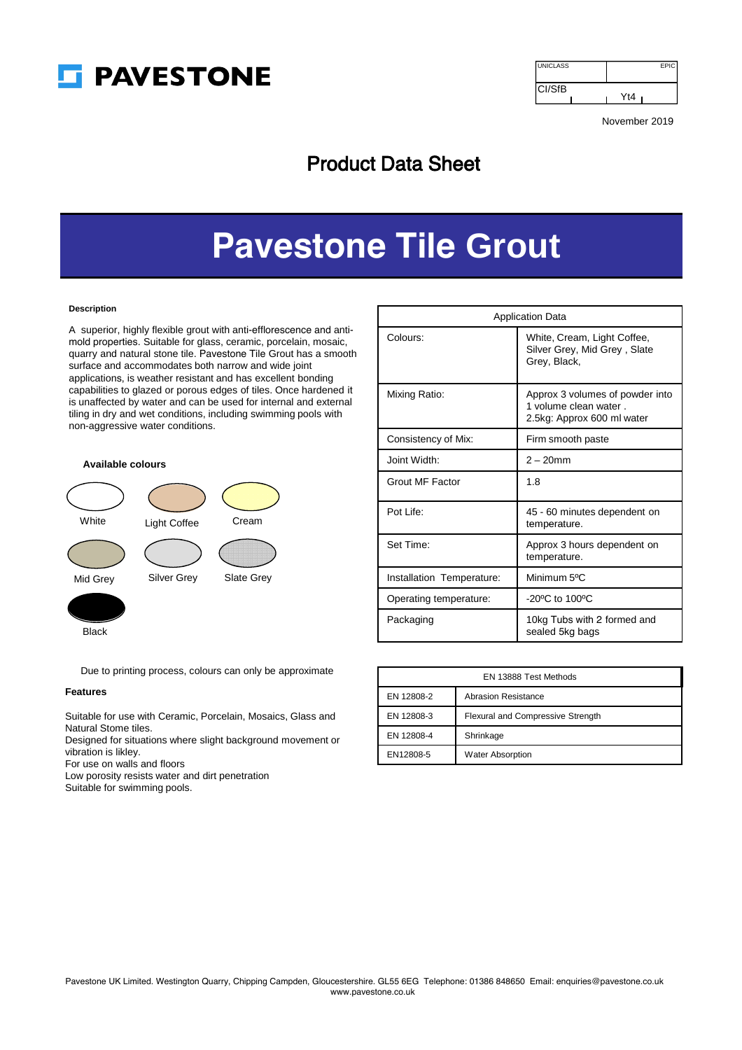# PAVESTONE

| UNICLASS | EPIC |
|---|---|
| CI/SfB | Yt4 |

November 2019

## Product Data Sheet

# Pavestone Tile Grout

**Description**

A superior, highly flexible grout with anti-efflorescence and anti-mold properties. Suitable for glass, ceramic, porcelain, mosaic, quarry and natural stone tile. Pavestone Tile Grout has a smooth surface and accommodates both narrow and wide joint applications, is weather resistant and has excellent bonding capabilities to glazed or porous edges of tiles. Once hardened it is unaffected by water and can be used for internal and external tiling in dry and wet conditions, including swimming pools with non-aggressive water conditions.

**Available colours**

White, Light Coffee, Cream

Mid Grey, Silver Grey, Slate Grey

Black

Due to printing process, colours can only be approximate

**Features**

Suitable for use with Ceramic, Porcelain, Mosaics, Glass and Natural Stome tiles.
Designed for situations where slight background movement or vibration is likley.
For use on walls and floors
Low porosity resists water and dirt penetration
Suitable for swimming pools.

| Application Data | |
|---|---|
| Colours: | White, Cream, Light Coffee, Silver Grey, Mid Grey , Slate Grey, Black, |
| Mixing Ratio: | Approx 3 volumes of powder into 1 volume clean water . 2.5kg: Approx 600 ml water |
| Consistency of Mix: | Firm smooth paste |
| Joint Width: | 2 – 20mm |
| Grout MF Factor | 1.8 |
| Pot Life: | 45 - 60 minutes dependent on temperature. |
| Set Time: | Approx 3 hours dependent on temperature. |
| Installation Temperature: | Minimum 5ºC |
| Operating temperature: | -20ºC to 100ºC |
| Packaging | 10kg Tubs with 2 formed and sealed 5kg bags |

| EN 13888 Test Methods | |
|---|---|
| EN 12808-2 | Abrasion Resistance |
| EN 12808-3 | Flexural and Compressive Strength |
| EN 12808-4 | Shrinkage |
| EN12808-5 | Water Absorption |

Pavestone UK Limited. Westington Quarry, Chipping Campden, Gloucestershire. GL55 6EG Telephone: 01386 848650 Email: enquiries@pavestone.co.uk
www.pavestone.co.uk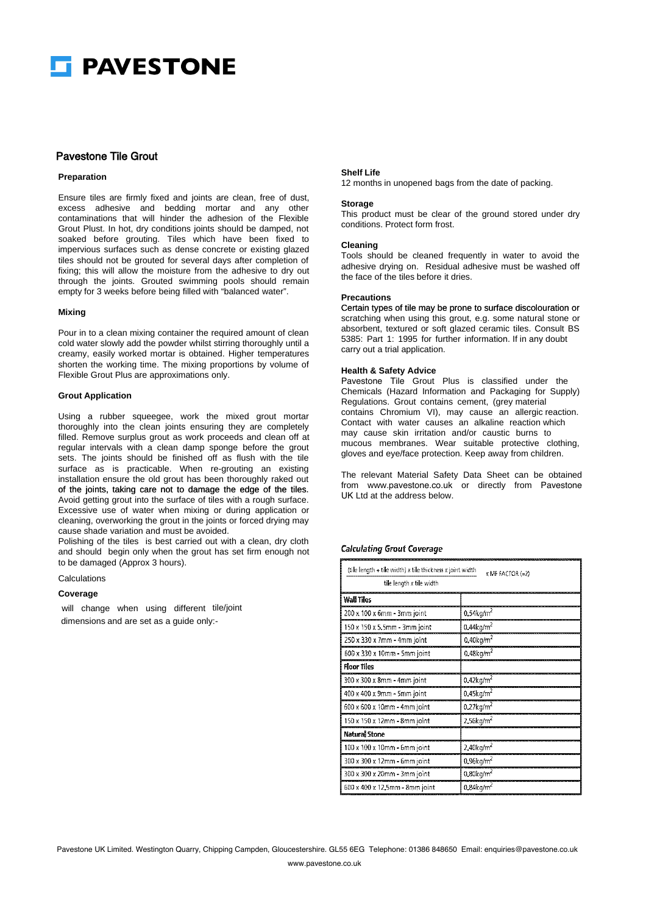# PAVESTONE

## Pavestone Tile Grout

### Preparation

Ensure tiles are firmly fixed and joints are clean, free of dust, excess adhesive and bedding mortar and any other contaminations that will hinder the adhesion of the Flexible Grout Plust. In hot, dry conditions joints should be damped, not soaked before grouting. Tiles which have been fixed to impervious surfaces such as dense concrete or existing glazed tiles should not be grouted for several days after completion of fixing; this will allow the moisture from the adhesive to dry out through the joints. Grouted swimming pools should remain empty for 3 weeks before being filled with "balanced water".

### Mixing

Pour in to a clean mixing container the required amount of clean cold water slowly add the powder whilst stirring thoroughly until a creamy, easily worked mortar is obtained. Higher temperatures shorten the working time. The mixing proportions by volume of Flexible Grout Plus are approximations only.

### Grout Application

Using a rubber squeegee, work the mixed grout mortar thoroughly into the clean joints ensuring they are completely filled. Remove surplus grout as work proceeds and clean off at regular intervals with a clean damp sponge before the grout sets. The joints should be finished off as flush with the tile surface as is practicable. When re-grouting an existing installation ensure the old grout has been thoroughly raked out of the joints, taking care not to damage the edge of the tiles. Avoid getting grout into the surface of tiles with a rough surface. Excessive use of water when mixing or during application or cleaning, overworking the grout in the joints or forced drying may cause shade variation and must be avoided.
Polishing of the tiles is best carried out with a clean, dry cloth and should begin only when the grout has set firm enough not to be damaged (Approx 3 hours).

Calculations

### Coverage

will change when using different tile/joint dimensions and are set as a guide only:-

### Shelf Life

12 months in unopened bags from the date of packing.

### Storage

This product must be clear of the ground stored under dry conditions. Protect form frost.

### Cleaning

Tools should be cleaned frequently in water to avoid the adhesive drying on. Residual adhesive must be washed off the face of the tiles before it dries.

### Precautions

Certain types of tile may be prone to surface discolouration or scratching when using this grout, e.g. some natural stone or absorbent, textured or soft glazed ceramic tiles. Consult BS 5385: Part 1: 1995 for further information. If in any doubt carry out a trial application.

### Health & Safety Advice

Pavestone Tile Grout Plus is classified under the Chemicals (Hazard Information and Packaging for Supply) Regulations. Grout contains cement, (grey material contains Chromium VI), may cause an allergic reaction. Contact with water causes an alkaline reaction which may cause skin irritation and/or caustic burns to mucous membranes. Wear suitable protective clothing, gloves and eye/face protection. Keep away from children.

The relevant Material Safety Data Sheet can be obtained from www.pavestone.co.uk or directly from Pavestone UK Ltd at the address below.

*Calculating Grout Coverage*

$$\frac{(\text{tile length} + \text{tile width}) \times \text{tile thickness} \times \text{joint width}}{\text{tile length} \times \text{tile width}} \times \text{MF FACTOR } (=2)$$

| | |
|---|---|
| **Wall Tiles** | |
| 200 x 100 x 6mm - 3mm joint | 0.54kg/m² |
| 150 x 150 x 5.5mm - 3mm joint | 0.44kg/m² |
| 250 x 330 x 7mm - 4mm joint | 0.40kg/m² |
| 600 x 330 x 10mm - 5mm joint | 0.48kg/m² |
| **Floor Tiles** | |
| 300 x 300 x 8mm - 4mm joint | 0.42kg/m² |
| 400 x 400 x 9mm - 5mm joint | 0.45kg/m² |
| 600 x 600 x 10mm - 4mm joint | 0.27kg/m² |
| 150 x 150 x 12mm - 8mm joint | 2.56kg/m² |
| **Natural Stone** | |
| 100 x 100 x 10mm - 6mm joint | 2.40kg/m² |
| 300 x 300 x 12mm - 6mm joint | 0.96kg/m² |
| 300 x 300 x 20mm - 3mm joint | 0.80kg/m² |
| 600 x 400 x 12.5mm - 8mm joint | 0.84kg/m² |

Pavestone UK Limited. Westington Quarry, Chipping Campden, Gloucestershire. GL55 6EG Telephone: 01386 848650 Email: enquiries@pavestone.co.uk

www.pavestone.co.uk